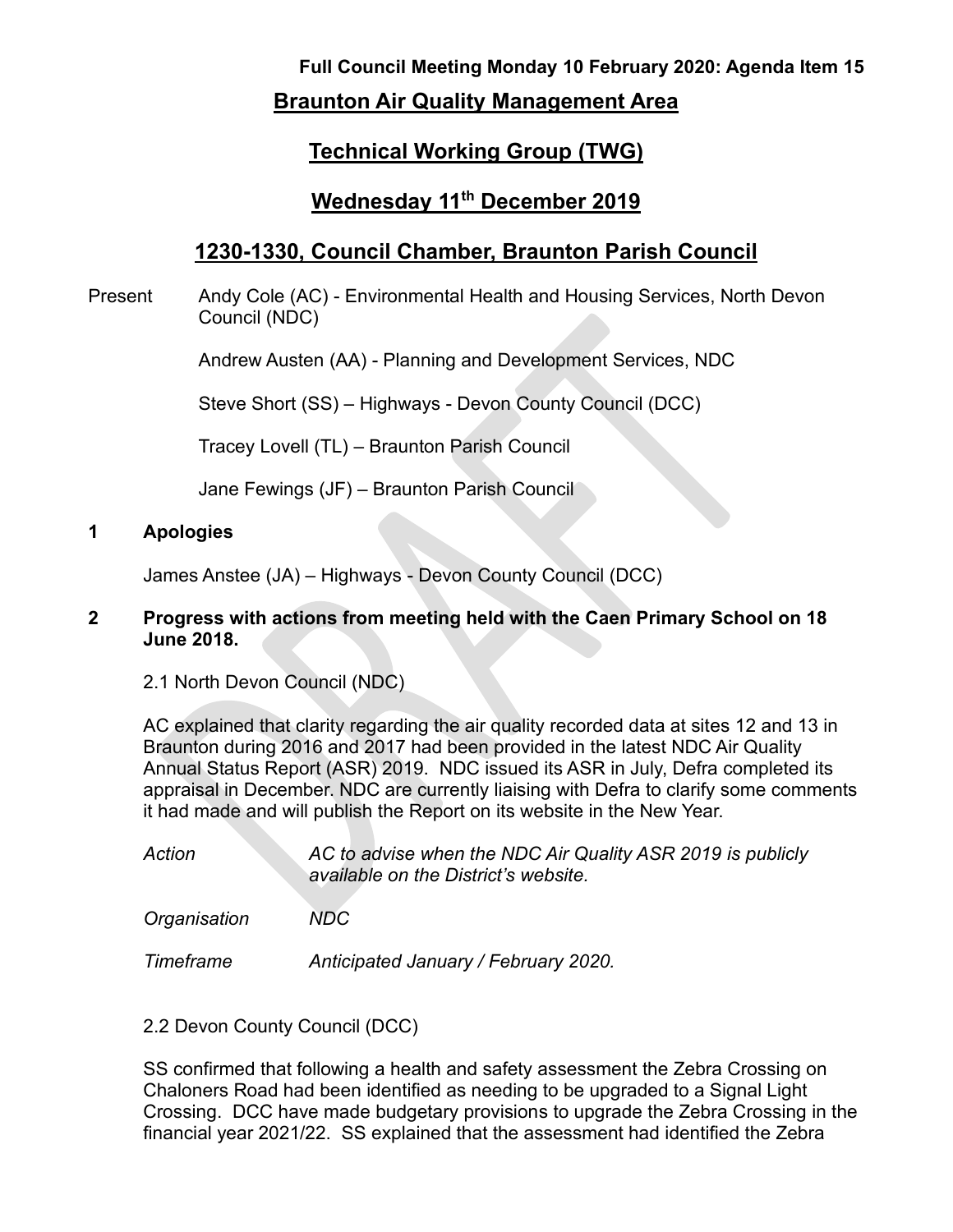**Full Council Meeting Monday 10 February 2020: Agenda Item 15**

# Braunton Air Quality Management Area

# Technical Working Group (TWG)

# Wednesday 11th December 2019

## 1230-1330, Council Chamber, Braunton Parish Council

Present Andy Cole (AC) - Environmental Health and Housing Services, North Devon Council (NDC)

Andrew Austen (AA) - Planning and Development Services, NDC

Steve Short (SS) – Highways - Devon County Council (DCC)

Tracey Lovell (TL) – Braunton Parish Council

Jane Fewings (JF) – Braunton Parish Council

**1 Apologies**

James Anstee (JA) – Highways - Devon County Council (DCC)

**2 Progress with actions from meeting held with the Caen Primary School on 18 June 2018.**

2.1 North Devon Council (NDC)

AC explained that clarity regarding the air quality recorded data at sites 12 and 13 in Braunton during 2016 and 2017 had been provided in the latest NDC Air Quality Annual Status Report (ASR) 2019. NDC issued its ASR in July, Defra completed its appraisal in December. NDC are currently liaising with Defra to clarify some comments it had made and will publish the Report on its website in the New Year.

*Action* *AC to advise when the NDC Air Quality ASR 2019 is publicly available on the District's website.*

*Organisation* *NDC*

*Timeframe* *Anticipated January / February 2020.*

2.2 Devon County Council (DCC)

SS confirmed that following a health and safety assessment the Zebra Crossing on Chaloners Road had been identified as needing to be upgraded to a Signal Light Crossing. DCC have made budgetary provisions to upgrade the Zebra Crossing in the financial year 2021/22. SS explained that the assessment had identified the Zebra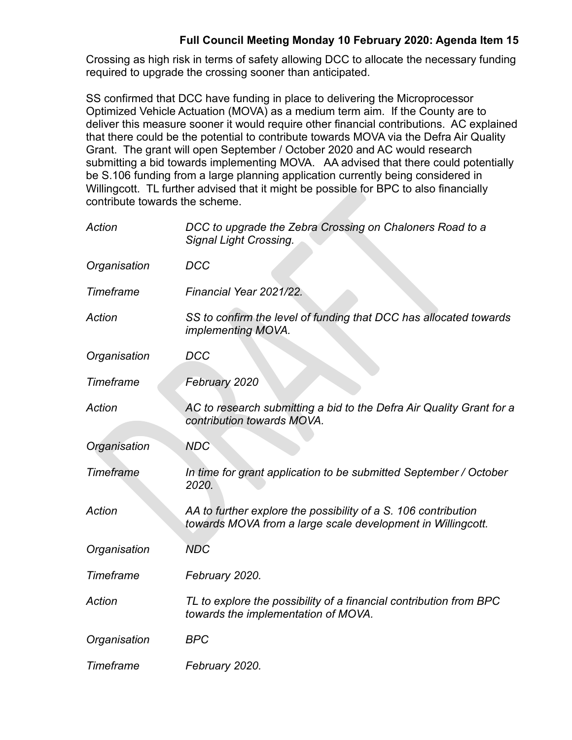Crossing as high risk in terms of safety allowing DCC to allocate the necessary funding required to upgrade the crossing sooner than anticipated.

SS confirmed that DCC have funding in place to delivering the Microprocessor Optimized Vehicle Actuation (MOVA) as a medium term aim. If the County are to deliver this measure sooner it would require other financial contributions. AC explained that there could be the potential to contribute towards MOVA via the Defra Air Quality Grant. The grant will open September / October 2020 and AC would research submitting a bid towards implementing MOVA. AA advised that there could potentially be S.106 funding from a large planning application currently being considered in Willingcott. TL further advised that it might be possible for BPC to also financially contribute towards the scheme.

| | |
|---|---|
| *Action* | *DCC to upgrade the Zebra Crossing on Chaloners Road to a Signal Light Crossing.* |
| *Organisation* | *DCC* |
| *Timeframe* | *Financial Year 2021/22.* |
| *Action* | *SS to confirm the level of funding that DCC has allocated towards implementing MOVA.* |
| *Organisation* | *DCC* |
| *Timeframe* | *February 2020* |
| *Action* | *AC to research submitting a bid to the Defra Air Quality Grant for a contribution towards MOVA.* |
| *Organisation* | *NDC* |
| *Timeframe* | *In time for grant application to be submitted September / October 2020.* |
| *Action* | *AA to further explore the possibility of a S. 106 contribution towards MOVA from a large scale development in Willingcott.* |
| *Organisation* | *NDC* |
| *Timeframe* | *February 2020.* |
| *Action* | *TL to explore the possibility of a financial contribution from BPC towards the implementation of MOVA.* |
| *Organisation* | *BPC* |
| *Timeframe* | *February 2020.* |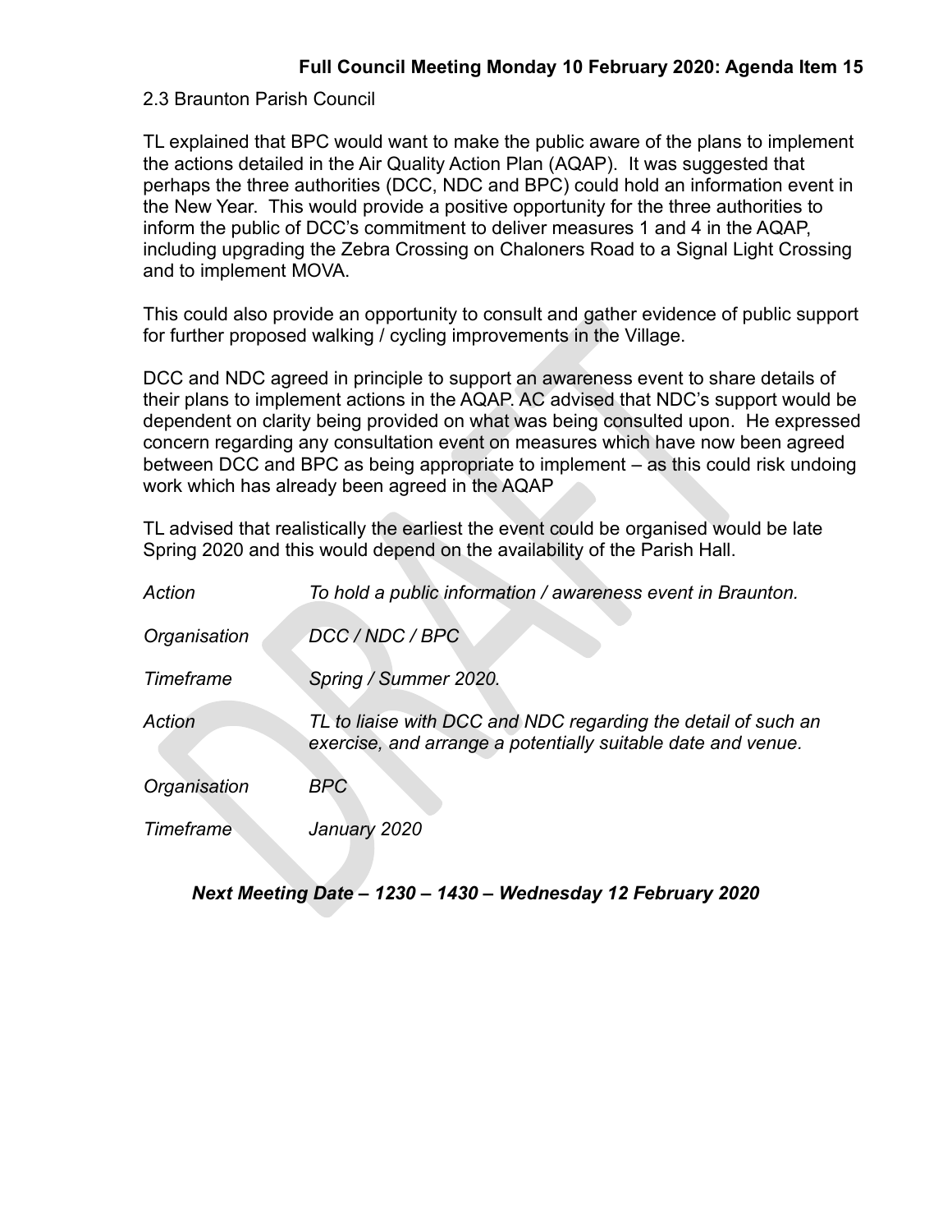2.3 Braunton Parish Council

TL explained that BPC would want to make the public aware of the plans to implement the actions detailed in the Air Quality Action Plan (AQAP). It was suggested that perhaps the three authorities (DCC, NDC and BPC) could hold an information event in the New Year. This would provide a positive opportunity for the three authorities to inform the public of DCC's commitment to deliver measures 1 and 4 in the AQAP, including upgrading the Zebra Crossing on Chaloners Road to a Signal Light Crossing and to implement MOVA.

This could also provide an opportunity to consult and gather evidence of public support for further proposed walking / cycling improvements in the Village.

DCC and NDC agreed in principle to support an awareness event to share details of their plans to implement actions in the AQAP. AC advised that NDC's support would be dependent on clarity being provided on what was being consulted upon. He expressed concern regarding any consultation event on measures which have now been agreed between DCC and BPC as being appropriate to implement – as this could risk undoing work which has already been agreed in the AQAP

TL advised that realistically the earliest the event could be organised would be late Spring 2020 and this would depend on the availability of the Parish Hall.

| | |
|---|---|
| *Action* | *To hold a public information / awareness event in Braunton.* |
| *Organisation* | *DCC / NDC / BPC* |
| *Timeframe* | *Spring / Summer 2020.* |
| *Action* | *TL to liaise with DCC and NDC regarding the detail of such an exercise, and arrange a potentially suitable date and venue.* |
| *Organisation* | *BPC* |
| *Timeframe* | *January 2020* |

***Next Meeting Date – 1230 – 1430 – Wednesday 12 February 2020***